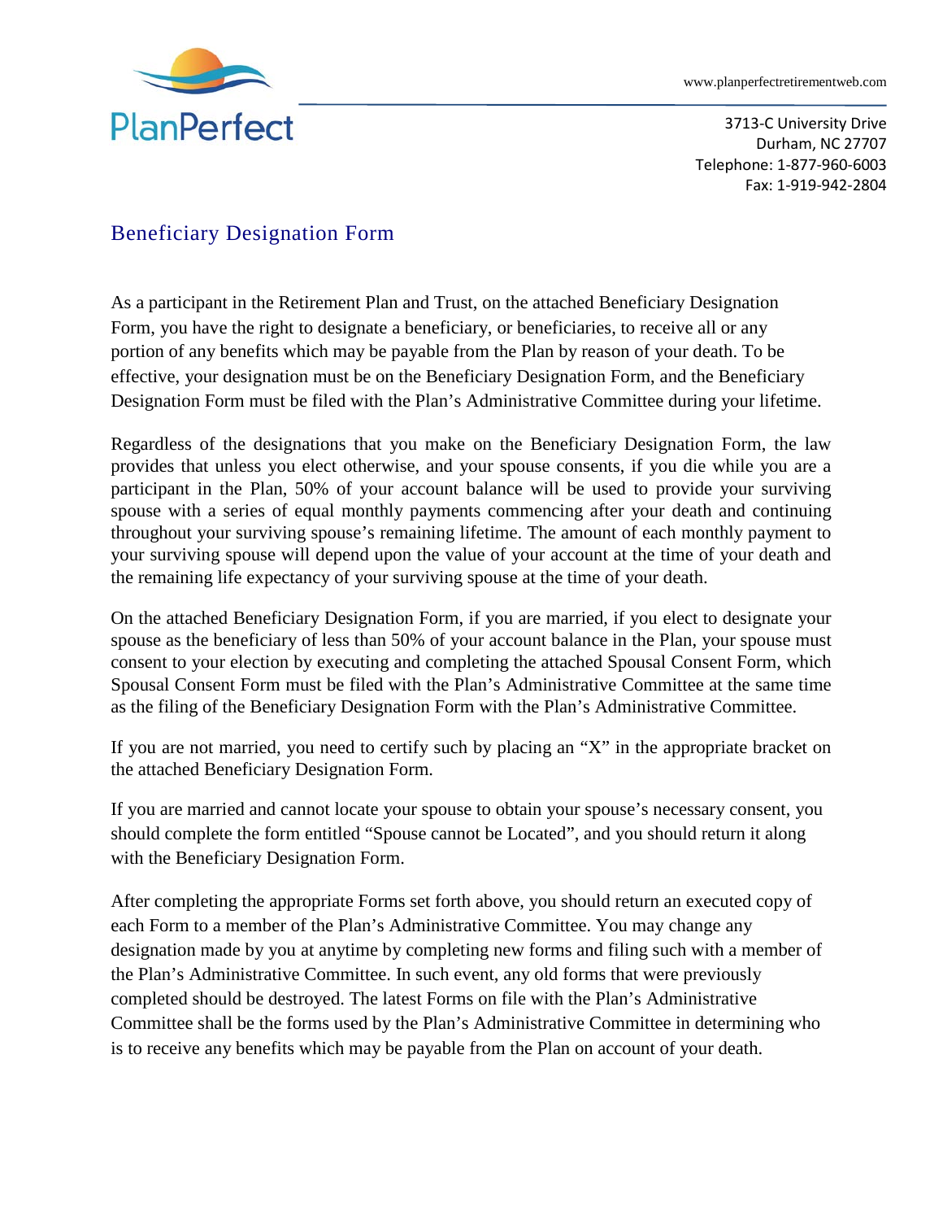PlanPerfect

www.planperfectretirementweb.com

3713-C University Drive
Durham, NC 27707
Telephone: 1-877-960-6003
Fax: 1-919-942-2804

# Beneficiary Designation Form

As a participant in the Retirement Plan and Trust, on the attached Beneficiary Designation Form, you have the right to designate a beneficiary, or beneficiaries, to receive all or any portion of any benefits which may be payable from the Plan by reason of your death. To be effective, your designation must be on the Beneficiary Designation Form, and the Beneficiary Designation Form must be filed with the Plan's Administrative Committee during your lifetime.

Regardless of the designations that you make on the Beneficiary Designation Form, the law provides that unless you elect otherwise, and your spouse consents, if you die while you are a participant in the Plan, 50% of your account balance will be used to provide your surviving spouse with a series of equal monthly payments commencing after your death and continuing throughout your surviving spouse's remaining lifetime. The amount of each monthly payment to your surviving spouse will depend upon the value of your account at the time of your death and the remaining life expectancy of your surviving spouse at the time of your death.

On the attached Beneficiary Designation Form, if you are married, if you elect to designate your spouse as the beneficiary of less than 50% of your account balance in the Plan, your spouse must consent to your election by executing and completing the attached Spousal Consent Form, which Spousal Consent Form must be filed with the Plan's Administrative Committee at the same time as the filing of the Beneficiary Designation Form with the Plan's Administrative Committee.

If you are not married, you need to certify such by placing an "X" in the appropriate bracket on the attached Beneficiary Designation Form.

If you are married and cannot locate your spouse to obtain your spouse's necessary consent, you should complete the form entitled "Spouse cannot be Located", and you should return it along with the Beneficiary Designation Form.

After completing the appropriate Forms set forth above, you should return an executed copy of each Form to a member of the Plan's Administrative Committee. You may change any designation made by you at anytime by completing new forms and filing such with a member of the Plan's Administrative Committee. In such event, any old forms that were previously completed should be destroyed. The latest Forms on file with the Plan's Administrative Committee shall be the forms used by the Plan's Administrative Committee in determining who is to receive any benefits which may be payable from the Plan on account of your death.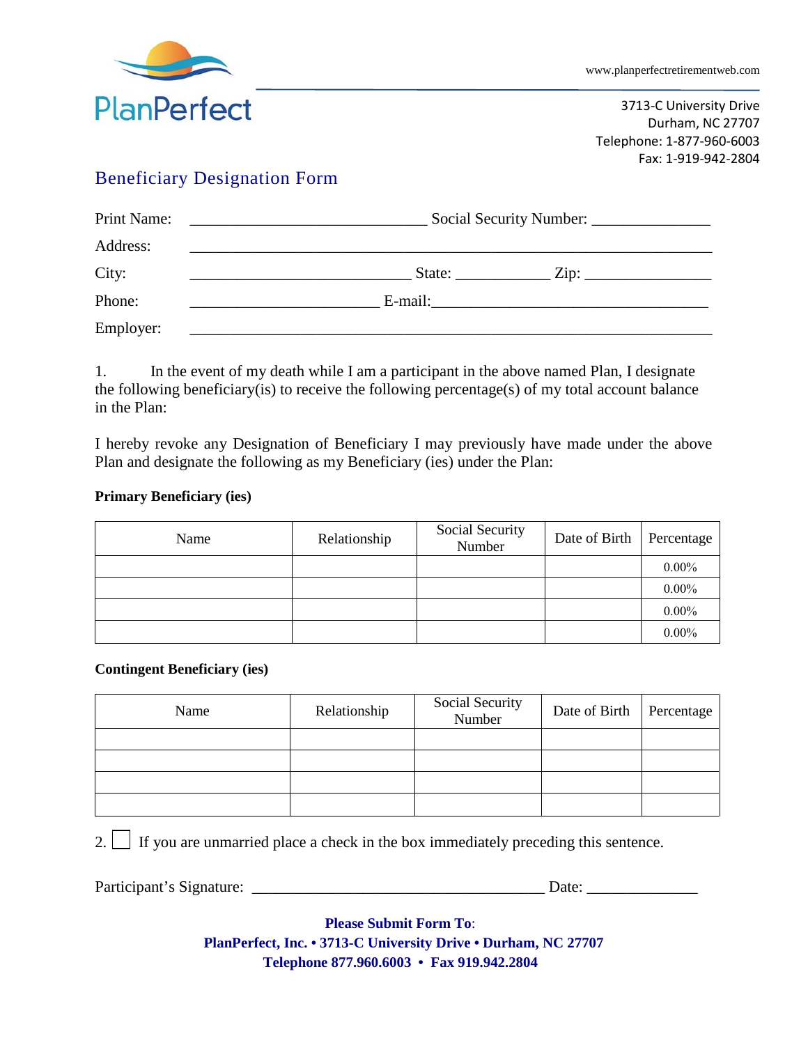PlanPerfect

www.planperfectretirementweb.com

3713-C University Drive
Durham, NC 27707
Telephone: 1-877-960-6003
Fax: 1-919-942-2804

# Beneficiary Designation Form

Print Name: ______________________________ Social Security Number: _______________

Address: ___________________________________________________________________

City: ____________________________ State: ____________ Zip: ________________

Phone: ________________________ E-mail:___________________________________

Employer: ___________________________________________________________________

1. In the event of my death while I am a participant in the above named Plan, I designate the following beneficiary(is) to receive the following percentage(s) of my total account balance in the Plan:

I hereby revoke any Designation of Beneficiary I may previously have made under the above Plan and designate the following as my Beneficiary (ies) under the Plan:

**Primary Beneficiary (ies)**

| Name | Relationship | Social Security Number | Date of Birth | Percentage |
|---|---|---|---|---|
| | | | | 0.00% |
| | | | | 0.00% |
| | | | | 0.00% |
| | | | | 0.00% |

**Contingent Beneficiary (ies)**

| Name | Relationship | Social Security Number | Date of Birth | Percentage |
|---|---|---|---|---|
| | | | | |
| | | | | |
| | | | | |
| | | | | |

2. ☐ If you are unmarried place a check in the box immediately preceding this sentence.

Participant's Signature: _____________________________________ Date: ______________

**Please Submit Form To:**
**PlanPerfect, Inc. • 3713-C University Drive • Durham, NC 27707**
**Telephone 877.960.6003 • Fax 919.942.2804**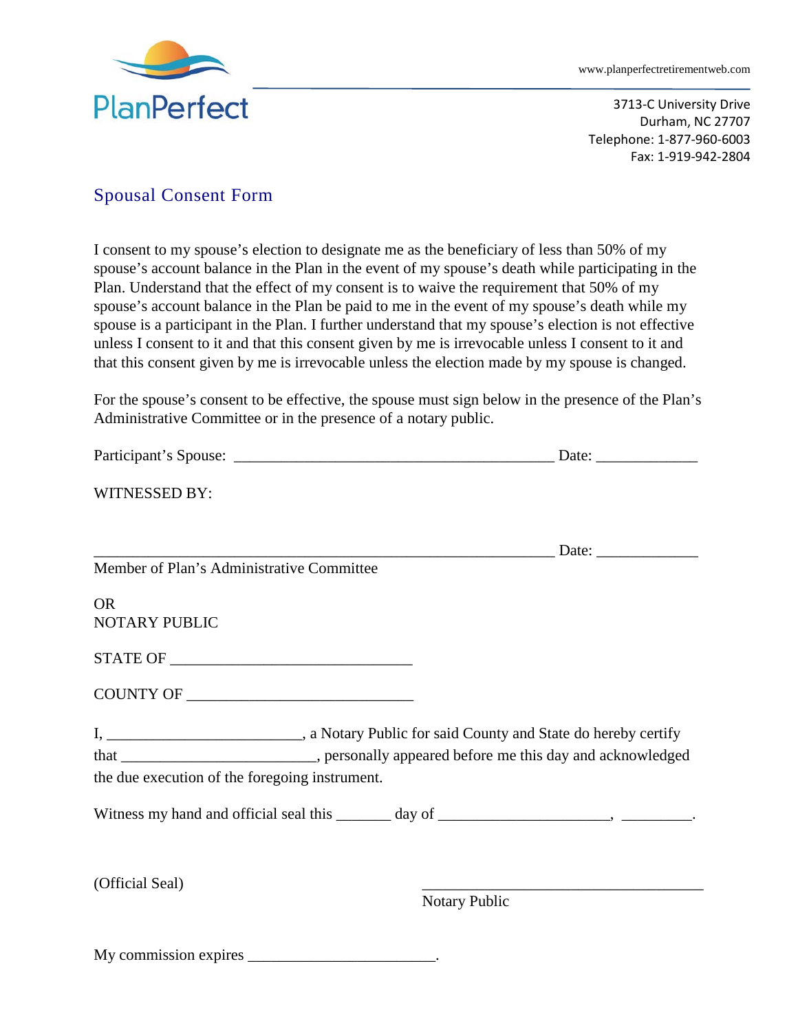PlanPerfect

www.planperfectretirementweb.com

3713-C University Drive
Durham, NC 27707
Telephone: 1-877-960-6003
Fax: 1-919-942-2804

## Spousal Consent Form

I consent to my spouse's election to designate me as the beneficiary of less than 50% of my spouse's account balance in the Plan in the event of my spouse's death while participating in the Plan. Understand that the effect of my consent is to waive the requirement that 50% of my spouse's account balance in the Plan be paid to me in the event of my spouse's death while my spouse is a participant in the Plan. I further understand that my spouse's election is not effective unless I consent to it and that this consent given by me is irrevocable unless I consent to it and that this consent given by me is irrevocable unless the election made by my spouse is changed.

For the spouse's consent to be effective, the spouse must sign below in the presence of the Plan's Administrative Committee or in the presence of a notary public.

Participant's Spouse: ___________________________________________ Date: _____________

WITNESSED BY:

______________________________________________________________ Date: _____________
Member of Plan's Administrative Committee

OR
NOTARY PUBLIC

STATE OF ________________________________

COUNTY OF ______________________________

I, __________________________, a Notary Public for said County and State do hereby certify that __________________________, personally appeared before me this day and acknowledged the due execution of the foregoing instrument.

Witness my hand and official seal this _______ day of ______________________, _________.

(Official Seal)

______________________________________
Notary Public

My commission expires ________________________.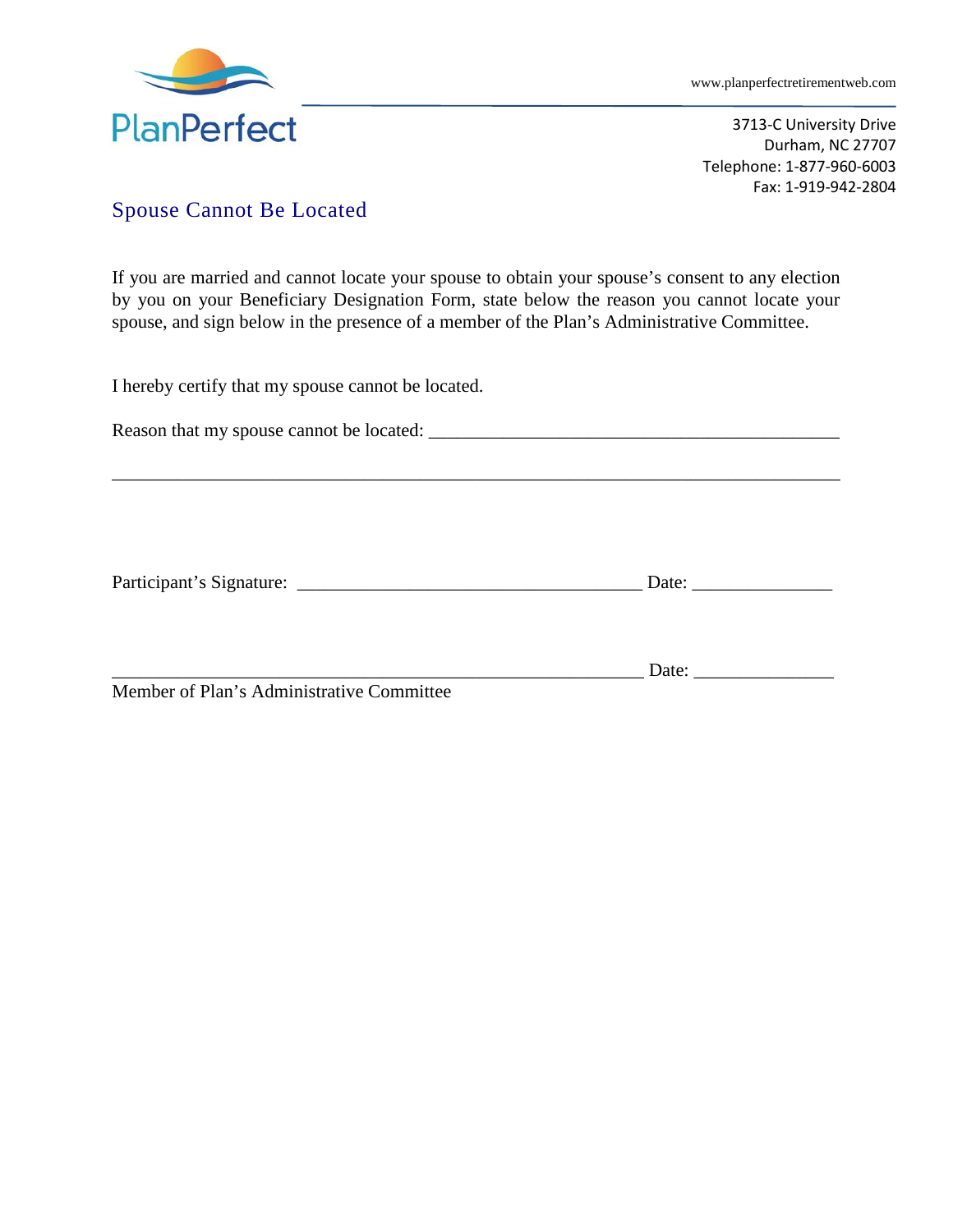PlanPerfect

www.planperfectretirementweb.com

3713-C University Drive
Durham, NC 27707
Telephone: 1-877-960-6003
Fax: 1-919-942-2804

## Spouse Cannot Be Located

If you are married and cannot locate your spouse to obtain your spouse's consent to any election by you on your Beneficiary Designation Form, state below the reason you cannot locate your spouse, and sign below in the presence of a member of the Plan's Administrative Committee.

I hereby certify that my spouse cannot be located.

Reason that my spouse cannot be located: ____________________________________________

________________________________________________________________________________

Participant's Signature: ______________________________________ Date: _______________

__________________________________________________________ Date: _______________
Member of Plan's Administrative Committee